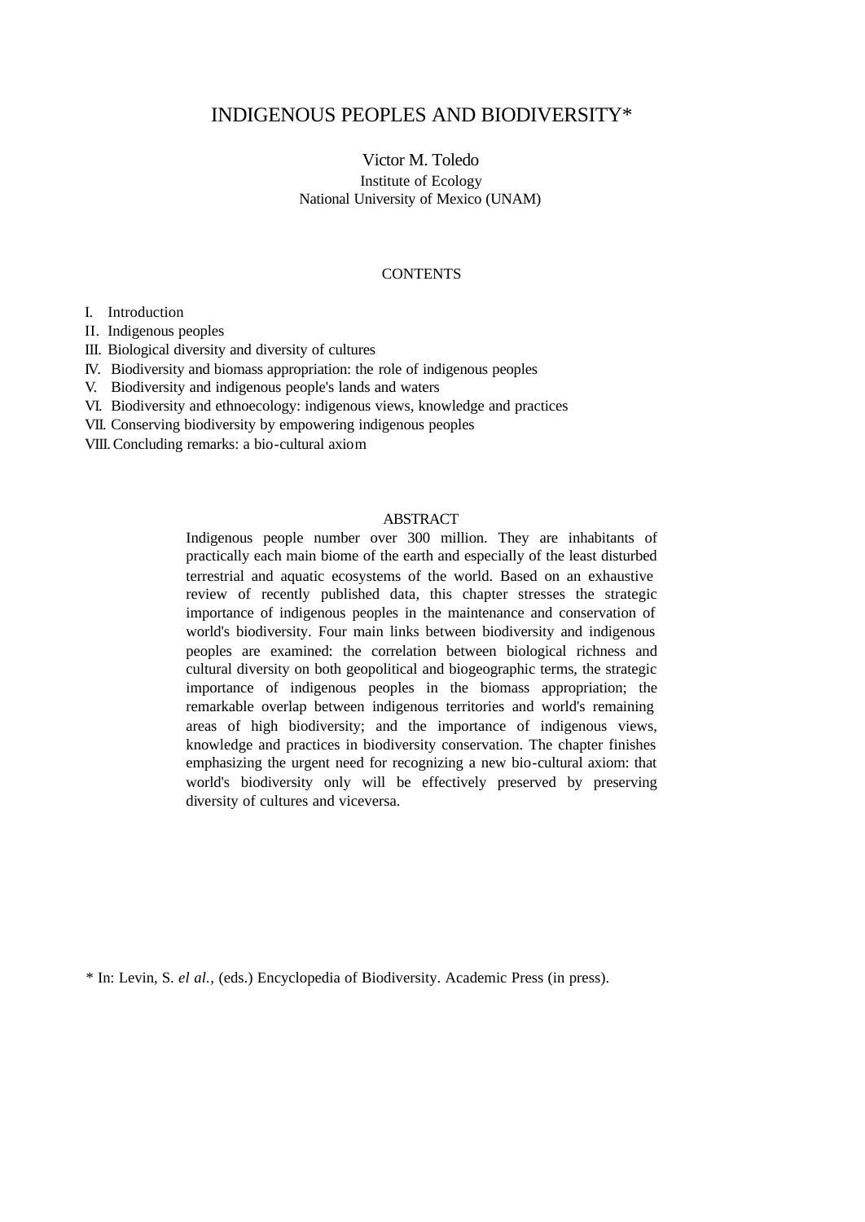# INDIGENOUS PEOPLES AND BIODIVERSITY*

Victor M. Toledo
Institute of Ecology
National University of Mexico (UNAM)

CONTENTS

I. Introduction
II. Indigenous peoples
III. Biological diversity and diversity of cultures
IV. Biodiversity and biomass appropriation: the role of indigenous peoples
V. Biodiversity and indigenous people's lands and waters
VI. Biodiversity and ethnoecology: indigenous views, knowledge and practices
VII. Conserving biodiversity by empowering indigenous peoples
VIII. Concluding remarks: a bio-cultural axiom

ABSTRACT

Indigenous people number over 300 million. They are inhabitants of practically each main biome of the earth and especially of the least disturbed terrestrial and aquatic ecosystems of the world. Based on an exhaustive review of recently published data, this chapter stresses the strategic importance of indigenous peoples in the maintenance and conservation of world's biodiversity. Four main links between biodiversity and indigenous peoples are examined: the correlation between biological richness and cultural diversity on both geopolitical and biogeographic terms, the strategic importance of indigenous peoples in the biomass appropriation; the remarkable overlap between indigenous territories and world's remaining areas of high biodiversity; and the importance of indigenous views, knowledge and practices in biodiversity conservation. The chapter finishes emphasizing the urgent need for recognizing a new bio-cultural axiom: that world's biodiversity only will be effectively preserved by preserving diversity of cultures and viceversa.

\* In: Levin, S. *el al.,* (eds.) Encyclopedia of Biodiversity. Academic Press (in press).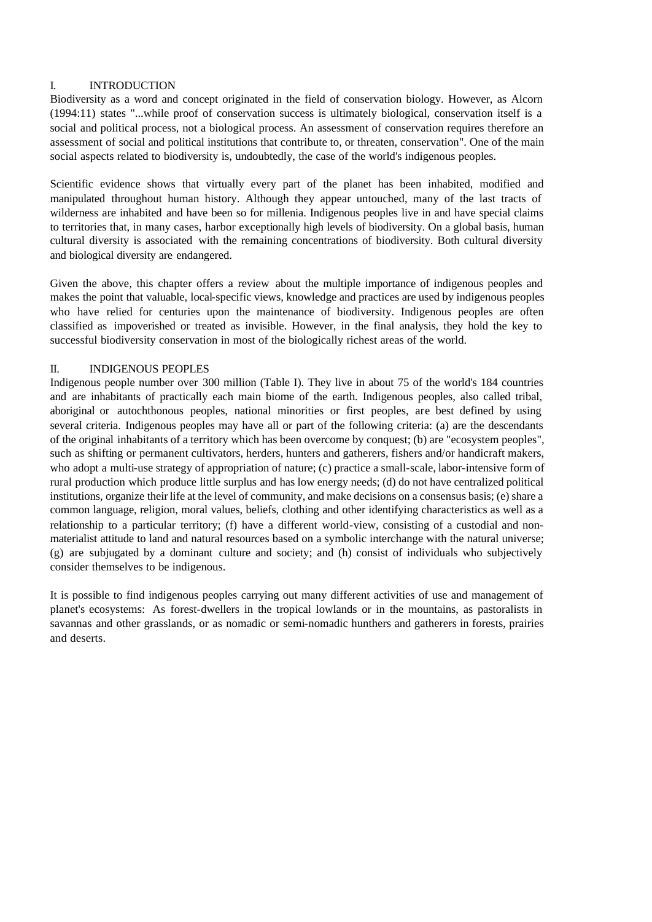## I. INTRODUCTION

Biodiversity as a word and concept originated in the field of conservation biology. However, as Alcorn (1994:11) states "...while proof of conservation success is ultimately biological, conservation itself is a social and political process, not a biological process. An assessment of conservation requires therefore an assessment of social and political institutions that contribute to, or threaten, conservation". One of the main social aspects related to biodiversity is, undoubtedly, the case of the world's indigenous peoples.

Scientific evidence shows that virtually every part of the planet has been inhabited, modified and manipulated throughout human history. Although they appear untouched, many of the last tracts of wilderness are inhabited and have been so for millenia. Indigenous peoples live in and have special claims to territories that, in many cases, harbor exceptionally high levels of biodiversity. On a global basis, human cultural diversity is associated with the remaining concentrations of biodiversity. Both cultural diversity and biological diversity are endangered.

Given the above, this chapter offers a review about the multiple importance of indigenous peoples and makes the point that valuable, local-specific views, knowledge and practices are used by indigenous peoples who have relied for centuries upon the maintenance of biodiversity. Indigenous peoples are often classified as impoverished or treated as invisible. However, in the final analysis, they hold the key to successful biodiversity conservation in most of the biologically richest areas of the world.

## II. INDIGENOUS PEOPLES

Indigenous people number over 300 million (Table I). They live in about 75 of the world's 184 countries and are inhabitants of practically each main biome of the earth. Indigenous peoples, also called tribal, aboriginal or autochthonous peoples, national minorities or first peoples, are best defined by using several criteria. Indigenous peoples may have all or part of the following criteria: (a) are the descendants of the original inhabitants of a territory which has been overcome by conquest; (b) are "ecosystem peoples", such as shifting or permanent cultivators, herders, hunters and gatherers, fishers and/or handicraft makers, who adopt a multi-use strategy of appropriation of nature; (c) practice a small-scale, labor-intensive form of rural production which produce little surplus and has low energy needs; (d) do not have centralized political institutions, organize their life at the level of community, and make decisions on a consensus basis; (e) share a common language, religion, moral values, beliefs, clothing and other identifying characteristics as well as a relationship to a particular territory; (f) have a different world-view, consisting of a custodial and non-materialist attitude to land and natural resources based on a symbolic interchange with the natural universe; (g) are subjugated by a dominant culture and society; and (h) consist of individuals who subjectively consider themselves to be indigenous.

It is possible to find indigenous peoples carrying out many different activities of use and management of planet's ecosystems: As forest-dwellers in the tropical lowlands or in the mountains, as pastoralists in savannas and other grasslands, or as nomadic or semi-nomadic hunthers and gatherers in forests, prairies and deserts.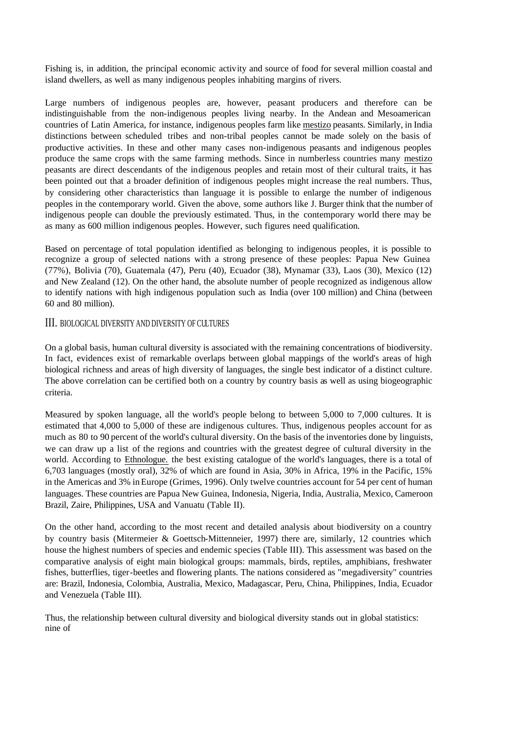Fishing is, in addition, the principal economic activity and source of food for several million coastal and island dwellers, as well as many indigenous peoples inhabiting margins of rivers.

Large numbers of indigenous peoples are, however, peasant producers and therefore can be indistinguishable from the non-indigenous peoples living nearby. In the Andean and Mesoamerican countries of Latin America, for instance, indigenous peoples farm like mestizo peasants. Similarly, in India distinctions between scheduled tribes and non-tribal peoples cannot be made solely on the basis of productive activities. In these and other many cases non-indigenous peasants and indigenous peoples produce the same crops with the same farming methods. Since in numberless countries many mestizo peasants are direct descendants of the indigenous peoples and retain most of their cultural traits, it has been pointed out that a broader definition of indigenous peoples might increase the real numbers. Thus, by considering other characteristics than language it is possible to enlarge the number of indigenous peoples in the contemporary world. Given the above, some authors like J. Burger think that the number of indigenous people can double the previously estimated. Thus, in the contemporary world there may be as many as 600 million indigenous peoples. However, such figures need qualification.

Based on percentage of total population identified as belonging to indigenous peoples, it is possible to recognize a group of selected nations with a strong presence of these peoples: Papua New Guinea (77%), Bolivia (70), Guatemala (47), Peru (40), Ecuador (38), Mynamar (33), Laos (30), Mexico (12) and New Zealand (12). On the other hand, the absolute number of people recognized as indigenous allow to identify nations with high indigenous population such as India (over 100 million) and China (between 60 and 80 million).

## III. BIOLOGICAL DIVERSITY AND DIVERSITY OF CULTURES

On a global basis, human cultural diversity is associated with the remaining concentrations of biodiversity. In fact, evidences exist of remarkable overlaps between global mappings of the world's areas of high biological richness and areas of high diversity of languages, the single best indicator of a distinct culture. The above correlation can be certified both on a country by country basis as well as using biogeographic criteria.

Measured by spoken language, all the world's people belong to between 5,000 to 7,000 cultures. It is estimated that 4,000 to 5,000 of these are indigenous cultures. Thus, indigenous peoples account for as much as 80 to 90 percent of the world's cultural diversity. On the basis of the inventories done by linguists, we can draw up a list of the regions and countries with the greatest degree of cultural diversity in the world. According to Ethnologue. the best existing catalogue of the world's languages, there is a total of 6,703 languages (mostly oral), 32% of which are found in Asia, 30% in Africa, 19% in the Pacific, 15% in the Americas and 3% in Europe (Grimes, 1996). Only twelve countries account for 54 per cent of human languages. These countries are Papua New Guinea, Indonesia, Nigeria, India, Australia, Mexico, Cameroon Brazil, Zaire, Philippines, USA and Vanuatu (Table II).

On the other hand, according to the most recent and detailed analysis about biodiversity on a country by country basis (Mitermeier & Goettsch-Mittenneier, 1997) there are, similarly, 12 countries which house the highest numbers of species and endemic species (Table III). This assessment was based on the comparative analysis of eight main biological groups: mammals, birds, reptiles, amphibians, freshwater fishes, butterflies, tiger-beetles and flowering plants. The nations considered as "megadiversity" countries are: Brazil, Indonesia, Colombia, Australia, Mexico, Madagascar, Peru, China, Philippines, India, Ecuador and Venezuela (Table III).

Thus, the relationship between cultural diversity and biological diversity stands out in global statistics: nine of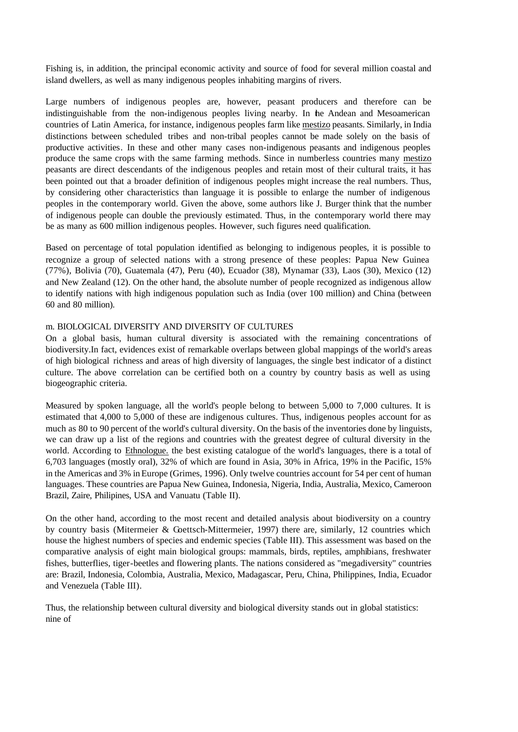Fishing is, in addition, the principal economic activity and source of food for several million coastal and island dwellers, as well as many indigenous peoples inhabiting margins of rivers.

Large numbers of indigenous peoples are, however, peasant producers and therefore can be indistinguishable from the non-indigenous peoples living nearby. In the Andean and Mesoamerican countries of Latin America, for instance, indigenous peoples farm like mestizo peasants. Similarly, in India distinctions between scheduled tribes and non-tribal peoples cannot be made solely on the basis of productive activities. In these and other many cases non-indigenous peasants and indigenous peoples produce the same crops with the same farming methods. Since in numberless countries many mestizo peasants are direct descendants of the indigenous peoples and retain most of their cultural traits, it has been pointed out that a broader definition of indigenous peoples might increase the real numbers. Thus, by considering other characteristics than language it is possible to enlarge the number of indigenous peoples in the contemporary world. Given the above, some authors like J. Burger think that the number of indigenous people can double the previously estimated. Thus, in the contemporary world there may be as many as 600 million indigenous peoples. However, such figures need qualification.

Based on percentage of total population identified as belonging to indigenous peoples, it is possible to recognize a group of selected nations with a strong presence of these peoples: Papua New Guinea (77%), Bolivia (70), Guatemala (47), Peru (40), Ecuador (38), Mynamar (33), Laos (30), Mexico (12) and New Zealand (12). On the other hand, the absolute number of people recognized as indigenous allow to identify nations with high indigenous population such as India (over 100 million) and China (between 60 and 80 million).

## m. BIOLOGICAL DIVERSITY AND DIVERSITY OF CULTURES

On a global basis, human cultural diversity is associated with the remaining concentrations of biodiversity.In fact, evidences exist of remarkable overlaps between global mappings of the world's areas of high biological richness and areas of high diversity of languages, the single best indicator of a distinct culture. The above correlation can be certified both on a country by country basis as well as using biogeographic criteria.

Measured by spoken language, all the world's people belong to between 5,000 to 7,000 cultures. It is estimated that 4,000 to 5,000 of these are indigenous cultures. Thus, indigenous peoples account for as much as 80 to 90 percent of the world's cultural diversity. On the basis of the inventories done by linguists, we can draw up a list of the regions and countries with the greatest degree of cultural diversity in the world. According to Ethnologue. the best existing catalogue of the world's languages, there is a total of 6,703 languages (mostly oral), 32% of which are found in Asia, 30% in Africa, 19% in the Pacific, 15% in the Americas and 3% in Europe (Grimes, 1996). Only twelve countries account for 54 per cent of human languages. These countries are Papua New Guinea, Indonesia, Nigeria, India, Australia, Mexico, Cameroon Brazil, Zaire, Philipines, USA and Vanuatu (Table II).

On the other hand, according to the most recent and detailed analysis about biodiversity on a country by country basis (Mitermeier & Goettsch-Mittermeier, 1997) there are, similarly, 12 countries which house the highest numbers of species and endemic species (Table III). This assessment was based on the comparative analysis of eight main biological groups: mammals, birds, reptiles, amphibians, freshwater fishes, butterflies, tiger-beetles and flowering plants. The nations considered as "megadiversity" countries are: Brazil, Indonesia, Colombia, Australia, Mexico, Madagascar, Peru, China, Philippines, India, Ecuador and Venezuela (Table III).

Thus, the relationship between cultural diversity and biological diversity stands out in global statistics: nine of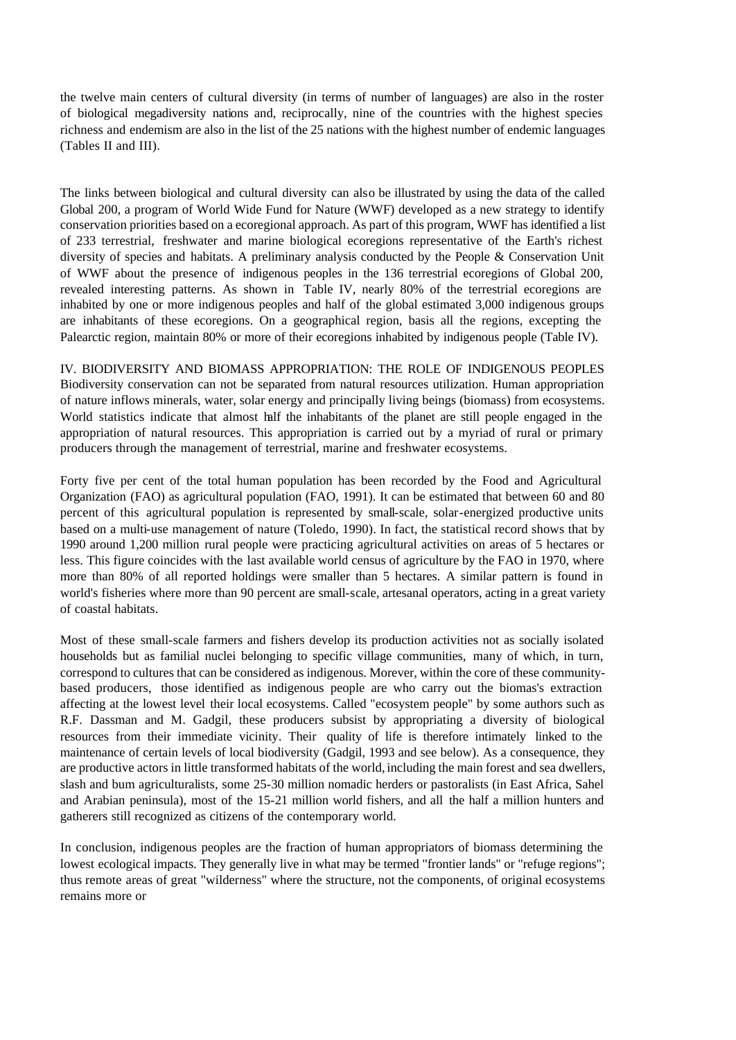the twelve main centers of cultural diversity (in terms of number of languages) are also in the roster of biological megadiversity nations and, reciprocally, nine of the countries with the highest species richness and endemism are also in the list of the 25 nations with the highest number of endemic languages (Tables II and III).

The links between biological and cultural diversity can also be illustrated by using the data of the called Global 200, a program of World Wide Fund for Nature (WWF) developed as a new strategy to identify conservation priorities based on a ecoregional approach. As part of this program, WWF has identified a list of 233 terrestrial, freshwater and marine biological ecoregions representative of the Earth's richest diversity of species and habitats. A preliminary analysis conducted by the People & Conservation Unit of WWF about the presence of indigenous peoples in the 136 terrestrial ecoregions of Global 200, revealed interesting patterns. As shown in Table IV, nearly 80% of the terrestrial ecoregions are inhabited by one or more indigenous peoples and half of the global estimated 3,000 indigenous groups are inhabitants of these ecoregions. On a geographical region, basis all the regions, excepting the Palearctic region, maintain 80% or more of their ecoregions inhabited by indigenous people (Table IV).

## IV. BIODIVERSITY AND BIOMASS APPROPRIATION: THE ROLE OF INDIGENOUS PEOPLES

Biodiversity conservation can not be separated from natural resources utilization. Human appropriation of nature inflows minerals, water, solar energy and principally living beings (biomass) from ecosystems. World statistics indicate that almost half the inhabitants of the planet are still people engaged in the appropriation of natural resources. This appropriation is carried out by a myriad of rural or primary producers through the management of terrestrial, marine and freshwater ecosystems.

Forty five per cent of the total human population has been recorded by the Food and Agricultural Organization (FAO) as agricultural population (FAO, 1991). It can be estimated that between 60 and 80 percent of this agricultural population is represented by small-scale, solar-energized productive units based on a multi-use management of nature (Toledo, 1990). In fact, the statistical record shows that by 1990 around 1,200 million rural people were practicing agricultural activities on areas of 5 hectares or less. This figure coincides with the last available world census of agriculture by the FAO in 1970, where more than 80% of all reported holdings were smaller than 5 hectares. A similar pattern is found in world's fisheries where more than 90 percent are small-scale, artesanal operators, acting in a great variety of coastal habitats.

Most of these small-scale farmers and fishers develop its production activities not as socially isolated households but as familial nuclei belonging to specific village communities, many of which, in turn, correspond to cultures that can be considered as indigenous. Morever, within the core of these community-based producers, those identified as indigenous people are who carry out the biomas's extraction affecting at the lowest level their local ecosystems. Called "ecosystem people" by some authors such as R.F. Dassman and M. Gadgil, these producers subsist by appropriating a diversity of biological resources from their immediate vicinity. Their quality of life is therefore intimately linked to the maintenance of certain levels of local biodiversity (Gadgil, 1993 and see below). As a consequence, they are productive actors in little transformed habitats of the world, including the main forest and sea dwellers, slash and bum agriculturalists, some 25-30 million nomadic herders or pastoralists (in East Africa, Sahel and Arabian peninsula), most of the 15-21 million world fishers, and all the half a million hunters and gatherers still recognized as citizens of the contemporary world.

In conclusion, indigenous peoples are the fraction of human appropriators of biomass determining the lowest ecological impacts. They generally live in what may be termed "frontier lands" or "refuge regions"; thus remote areas of great "wilderness" where the structure, not the components, of original ecosystems remains more or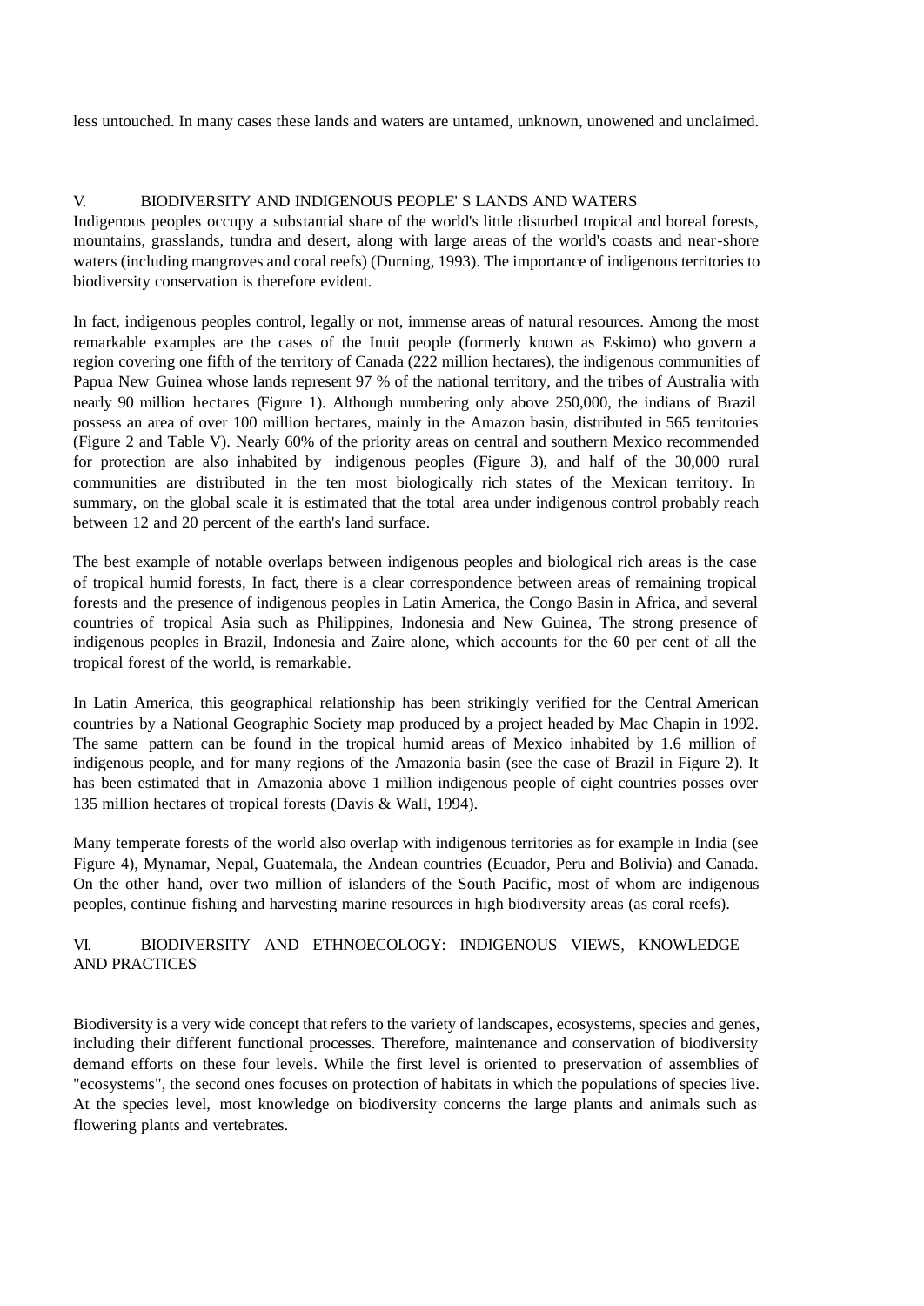less untouched. In many cases these lands and waters are untamed, unknown, unowened and unclaimed.

## V. BIODIVERSITY AND INDIGENOUS PEOPLE' S LANDS AND WATERS

Indigenous peoples occupy a substantial share of the world's little disturbed tropical and boreal forests, mountains, grasslands, tundra and desert, along with large areas of the world's coasts and near-shore waters (including mangroves and coral reefs) (Durning, 1993). The importance of indigenous territories to biodiversity conservation is therefore evident.

In fact, indigenous peoples control, legally or not, immense areas of natural resources. Among the most remarkable examples are the cases of the Inuit people (formerly known as Eskimo) who govern a region covering one fifth of the territory of Canada (222 million hectares), the indigenous communities of Papua New Guinea whose lands represent 97 % of the national territory, and the tribes of Australia with nearly 90 million hectares (Figure 1). Although numbering only above 250,000, the indians of Brazil possess an area of over 100 million hectares, mainly in the Amazon basin, distributed in 565 territories (Figure 2 and Table V). Nearly 60% of the priority areas on central and southern Mexico recommended for protection are also inhabited by indigenous peoples (Figure 3), and half of the 30,000 rural communities are distributed in the ten most biologically rich states of the Mexican territory. In summary, on the global scale it is estimated that the total area under indigenous control probably reach between 12 and 20 percent of the earth's land surface.

The best example of notable overlaps between indigenous peoples and biological rich areas is the case of tropical humid forests, In fact, there is a clear correspondence between areas of remaining tropical forests and the presence of indigenous peoples in Latin America, the Congo Basin in Africa, and several countries of tropical Asia such as Philippines, Indonesia and New Guinea, The strong presence of indigenous peoples in Brazil, Indonesia and Zaire alone, which accounts for the 60 per cent of all the tropical forest of the world, is remarkable.

In Latin America, this geographical relationship has been strikingly verified for the Central American countries by a National Geographic Society map produced by a project headed by Mac Chapin in 1992. The same pattern can be found in the tropical humid areas of Mexico inhabited by 1.6 million of indigenous people, and for many regions of the Amazonia basin (see the case of Brazil in Figure 2). It has been estimated that in Amazonia above 1 million indigenous people of eight countries posses over 135 million hectares of tropical forests (Davis & Wall, 1994).

Many temperate forests of the world also overlap with indigenous territories as for example in India (see Figure 4), Mynamar, Nepal, Guatemala, the Andean countries (Ecuador, Peru and Bolivia) and Canada. On the other hand, over two million of islanders of the South Pacific, most of whom are indigenous peoples, continue fishing and harvesting marine resources in high biodiversity areas (as coral reefs).

## VI. BIODIVERSITY AND ETHNOECOLOGY: INDIGENOUS VIEWS, KNOWLEDGE AND PRACTICES

Biodiversity is a very wide concept that refers to the variety of landscapes, ecosystems, species and genes, including their different functional processes. Therefore, maintenance and conservation of biodiversity demand efforts on these four levels. While the first level is oriented to preservation of assemblies of "ecosystems", the second ones focuses on protection of habitats in which the populations of species live. At the species level, most knowledge on biodiversity concerns the large plants and animals such as flowering plants and vertebrates.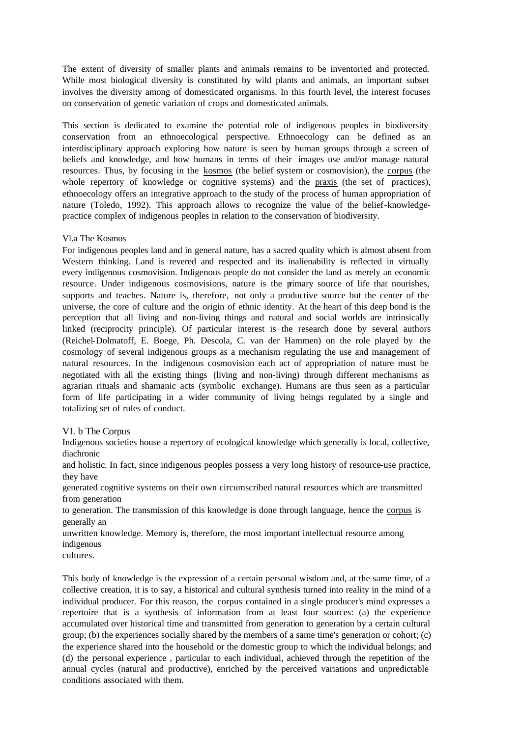The extent of diversity of smaller plants and animals remains to be inventoried and protected. While most biological diversity is constituted by wild plants and animals, an important subset involves the diversity among of domesticated organisms. In this fourth level, the interest focuses on conservation of genetic variation of crops and domesticated animals.

This section is dedicated to examine the potential role of indigenous peoples in biodiversity conservation from an ethnoecological perspective. Ethnoecology can be defined as an interdisciplinary approach exploring how nature is seen by human groups through a screen of beliefs and knowledge, and how humans in terms of their images use and/or manage natural resources. Thus, by focusing in the kosmos (the belief system or cosmovision), the corpus (the whole repertory of knowledge or cognitive systems) and the praxis (the set of practices), ethnoecology offers an integrative approach to the study of the process of human appropriation of nature (Toledo, 1992). This approach allows to recognize the value of the belief-knowledge-practice complex of indigenous peoples in relation to the conservation of biodiversity.

### Vl.a The Kosmos

For indigenous peoples land and in general nature, has a sacred quality which is almost absent from Western thinking. Land is revered and respected and its inalienability is reflected in virtually every indigenous cosmovision. Indigenous people do not consider the land as merely an economic resource. Under indigenous cosmovisions, nature is the primary source of life that nourishes, supports and teaches. Nature is, therefore, not only a productive source but the center of the universe, the core of culture and the origin of ethnic identity. At the heart of this deep bond is the perception that all living and non-living things and natural and social worlds are intrinsically linked (reciprocity principle). Of particular interest is the research done by several authors (Reichel-Dolmatoff, E. Boege, Ph. Descola, C. van der Hammen) on the role played by the cosmology of several indigenous groups as a mechanism regulating the use and management of natural resources. In the indigenous cosmovision each act of appropriation of nature must be negotiated with all the existing things (living and non-living) through different mechanisms as agrarian rituals and shamanic acts (symbolic exchange). Humans are thus seen as a particular form of life participating in a wider community of living beings regulated by a single and totalizing set of rules of conduct.

### VI. b The Corpus

Indigenous societies house a repertory of ecological knowledge which generally is local, collective, diachronic and holistic. In fact, since indigenous peoples possess a very long history of resource-use practice, they have generated cognitive systems on their own circumscribed natural resources which are transmitted from generation to generation. The transmission of this knowledge is done through language, hence the corpus is generally an unwritten knowledge. Memory is, therefore, the most important intellectual resource among indigenous cultures.

This body of knowledge is the expression of a certain personal wisdom and, at the same time, of a collective creation, it is to say, a historical and cultural synthesis turned into reality in the mind of a individual producer. For this reason, the corpus contained in a single producer's mind expresses a repertoire that is a synthesis of information from at least four sources: (a) the experience accumulated over historical time and transmitted from generation to generation by a certain cultural group; (b) the experiences socially shared by the members of a same time's generation or cohort; (c) the experience shared into the household or the domestic group to which the individual belongs; and (d) the personal experience , particular to each individual, achieved through the repetition of the annual cycles (natural and productive), enriched by the perceived variations and unpredictable conditions associated with them.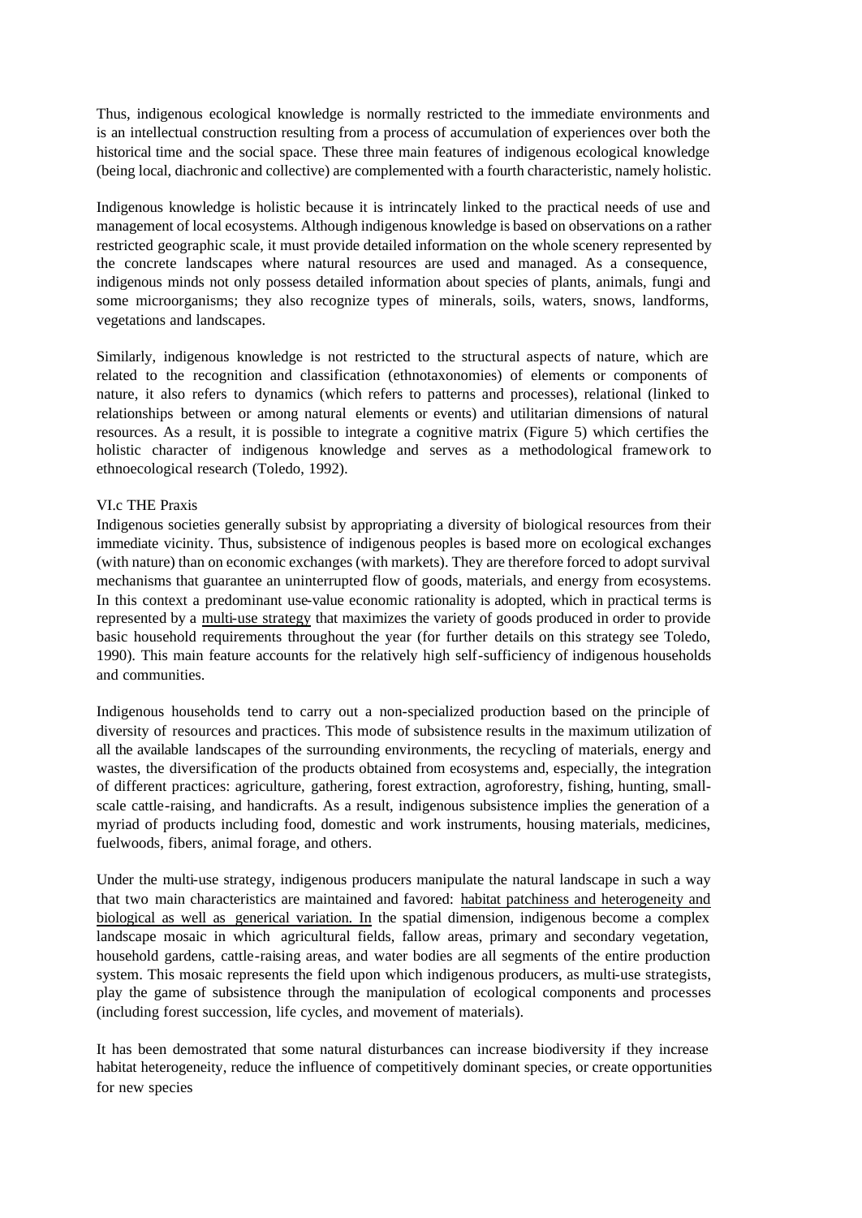Thus, indigenous ecological knowledge is normally restricted to the immediate environments and is an intellectual construction resulting from a process of accumulation of experiences over both the historical time and the social space. These three main features of indigenous ecological knowledge (being local, diachronic and collective) are complemented with a fourth characteristic, namely holistic.

Indigenous knowledge is holistic because it is intrincately linked to the practical needs of use and management of local ecosystems. Although indigenous knowledge is based on observations on a rather restricted geographic scale, it must provide detailed information on the whole scenery represented by the concrete landscapes where natural resources are used and managed. As a consequence, indigenous minds not only possess detailed information about species of plants, animals, fungi and some microorganisms; they also recognize types of minerals, soils, waters, snows, landforms, vegetations and landscapes.

Similarly, indigenous knowledge is not restricted to the structural aspects of nature, which are related to the recognition and classification (ethnotaxonomies) of elements or components of nature, it also refers to dynamics (which refers to patterns and processes), relational (linked to relationships between or among natural elements or events) and utilitarian dimensions of natural resources. As a result, it is possible to integrate a cognitive matrix (Figure 5) which certifies the holistic character of indigenous knowledge and serves as a methodological framework to ethnoecological research (Toledo, 1992).

VI.c THE Praxis

Indigenous societies generally subsist by appropriating a diversity of biological resources from their immediate vicinity. Thus, subsistence of indigenous peoples is based more on ecological exchanges (with nature) than on economic exchanges (with markets). They are therefore forced to adopt survival mechanisms that guarantee an uninterrupted flow of goods, materials, and energy from ecosystems. In this context a predominant use-value economic rationality is adopted, which in practical terms is represented by a multi-use strategy that maximizes the variety of goods produced in order to provide basic household requirements throughout the year (for further details on this strategy see Toledo, 1990). This main feature accounts for the relatively high self-sufficiency of indigenous households and communities.

Indigenous households tend to carry out a non-specialized production based on the principle of diversity of resources and practices. This mode of subsistence results in the maximum utilization of all the available landscapes of the surrounding environments, the recycling of materials, energy and wastes, the diversification of the products obtained from ecosystems and, especially, the integration of different practices: agriculture, gathering, forest extraction, agroforestry, fishing, hunting, small-scale cattle-raising, and handicrafts. As a result, indigenous subsistence implies the generation of a myriad of products including food, domestic and work instruments, housing materials, medicines, fuelwoods, fibers, animal forage, and others.

Under the multi-use strategy, indigenous producers manipulate the natural landscape in such a way that two main characteristics are maintained and favored: habitat patchiness and heterogeneity and biological as well as generical variation. In the spatial dimension, indigenous become a complex landscape mosaic in which agricultural fields, fallow areas, primary and secondary vegetation, household gardens, cattle-raising areas, and water bodies are all segments of the entire production system. This mosaic represents the field upon which indigenous producers, as multi-use strategists, play the game of subsistence through the manipulation of ecological components and processes (including forest succession, life cycles, and movement of materials).

It has been demostrated that some natural disturbances can increase biodiversity if they increase habitat heterogeneity, reduce the influence of competitively dominant species, or create opportunities for new species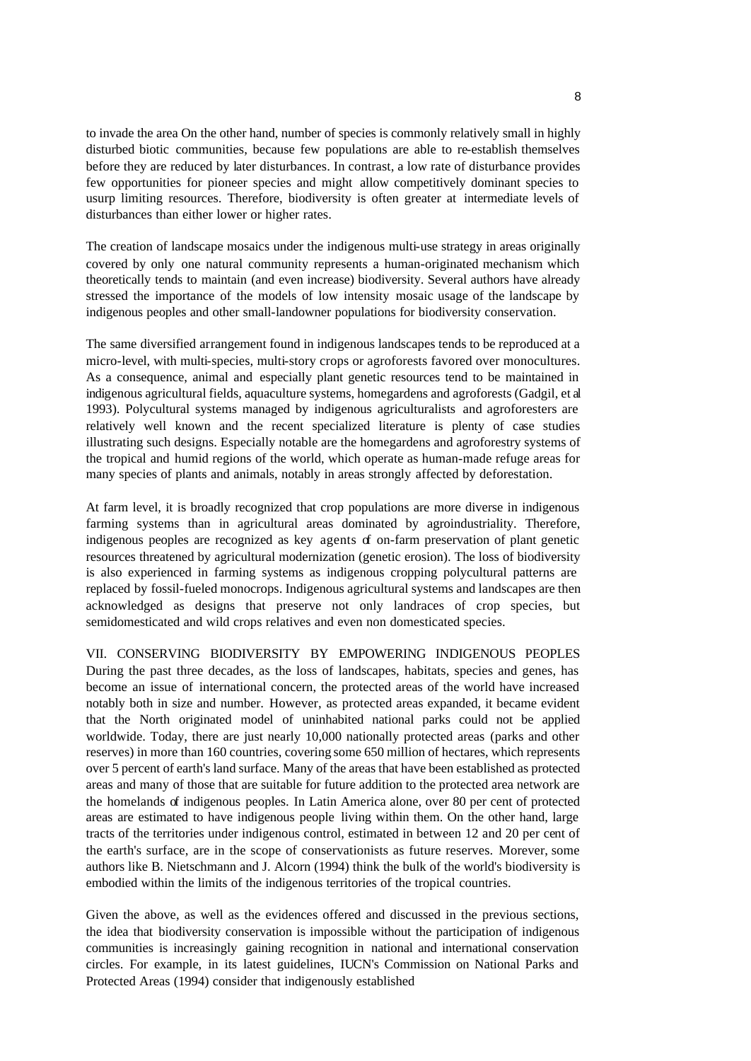to invade the area On the other hand, number of species is commonly relatively small in highly disturbed biotic communities, because few populations are able to re-establish themselves before they are reduced by later disturbances. In contrast, a low rate of disturbance provides few opportunities for pioneer species and might allow competitively dominant species to usurp limiting resources. Therefore, biodiversity is often greater at intermediate levels of disturbances than either lower or higher rates.

The creation of landscape mosaics under the indigenous multi-use strategy in areas originally covered by only one natural community represents a human-originated mechanism which theoretically tends to maintain (and even increase) biodiversity. Several authors have already stressed the importance of the models of low intensity mosaic usage of the landscape by indigenous peoples and other small-landowner populations for biodiversity conservation.

The same diversified arrangement found in indigenous landscapes tends to be reproduced at a micro-level, with multi-species, multi-story crops or agroforests favored over monocultures. As a consequence, animal and especially plant genetic resources tend to be maintained in indigenous agricultural fields, aquaculture systems, homegardens and agroforests (Gadgil, et al 1993). Polycultural systems managed by indigenous agriculturalists and agroforesters are relatively well known and the recent specialized literature is plenty of case studies illustrating such designs. Especially notable are the homegardens and agroforestry systems of the tropical and humid regions of the world, which operate as human-made refuge areas for many species of plants and animals, notably in areas strongly affected by deforestation.

At farm level, it is broadly recognized that crop populations are more diverse in indigenous farming systems than in agricultural areas dominated by agroindustriality. Therefore, indigenous peoples are recognized as key agents of on-farm preservation of plant genetic resources threatened by agricultural modernization (genetic erosion). The loss of biodiversity is also experienced in farming systems as indigenous cropping polycultural patterns are replaced by fossil-fueled monocrops. Indigenous agricultural systems and landscapes are then acknowledged as designs that preserve not only landraces of crop species, but semidomesticated and wild crops relatives and even non domesticated species.

## VII. CONSERVING BIODIVERSITY BY EMPOWERING INDIGENOUS PEOPLES

During the past three decades, as the loss of landscapes, habitats, species and genes, has become an issue of international concern, the protected areas of the world have increased notably both in size and number. However, as protected areas expanded, it became evident that the North originated model of uninhabited national parks could not be applied worldwide. Today, there are just nearly 10,000 nationally protected areas (parks and other reserves) in more than 160 countries, covering some 650 million of hectares, which represents over 5 percent of earth's land surface. Many of the areas that have been established as protected areas and many of those that are suitable for future addition to the protected area network are the homelands of indigenous peoples. In Latin America alone, over 80 per cent of protected areas are estimated to have indigenous people living within them. On the other hand, large tracts of the territories under indigenous control, estimated in between 12 and 20 per cent of the earth's surface, are in the scope of conservationists as future reserves. Morever, some authors like B. Nietschmann and J. Alcorn (1994) think the bulk of the world's biodiversity is embodied within the limits of the indigenous territories of the tropical countries.

Given the above, as well as the evidences offered and discussed in the previous sections, the idea that biodiversity conservation is impossible without the participation of indigenous communities is increasingly gaining recognition in national and international conservation circles. For example, in its latest guidelines, IUCN's Commission on National Parks and Protected Areas (1994) consider that indigenously established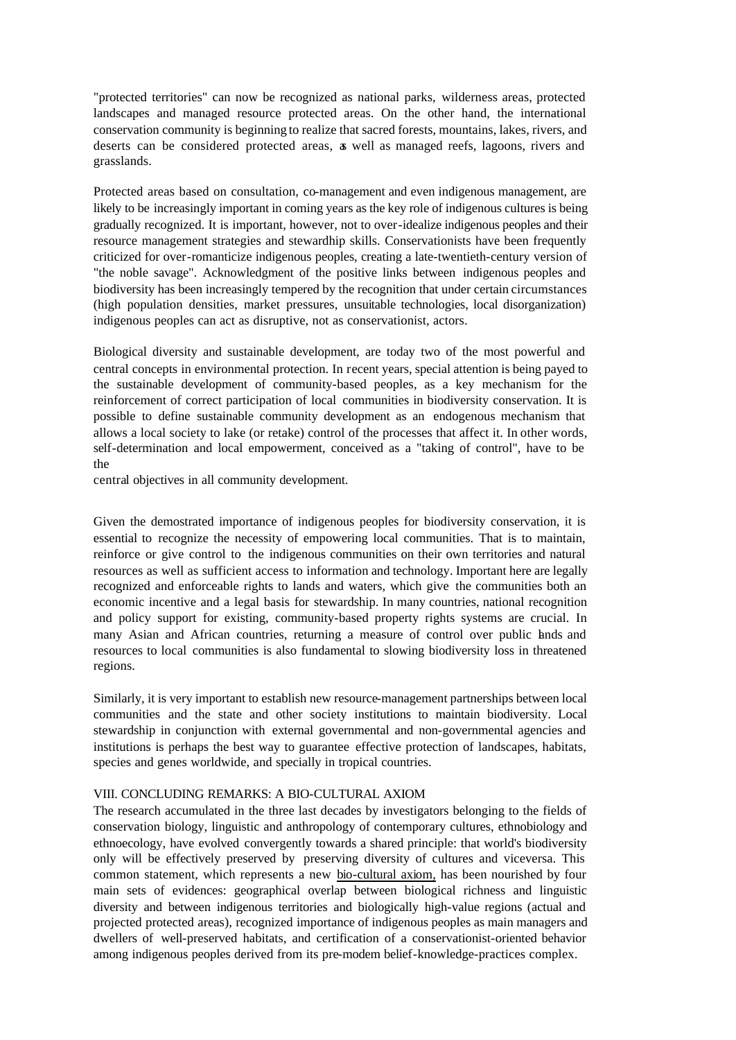"protected territories" can now be recognized as national parks, wilderness areas, protected landscapes and managed resource protected areas. On the other hand, the international conservation community is beginning to realize that sacred forests, mountains, lakes, rivers, and deserts can be considered protected areas, as well as managed reefs, lagoons, rivers and grasslands.

Protected areas based on consultation, co-management and even indigenous management, are likely to be increasingly important in coming years as the key role of indigenous cultures is being gradually recognized. It is important, however, not to over-idealize indigenous peoples and their resource management strategies and stewardhip skills. Conservationists have been frequently criticized for over-romanticize indigenous peoples, creating a late-twentieth-century version of "the noble savage". Acknowledgment of the positive links between indigenous peoples and biodiversity has been increasingly tempered by the recognition that under certain circumstances (high population densities, market pressures, unsuitable technologies, local disorganization) indigenous peoples can act as disruptive, not as conservationist, actors.

Biological diversity and sustainable development, are today two of the most powerful and central concepts in environmental protection. In recent years, special attention is being payed to the sustainable development of community-based peoples, as a key mechanism for the reinforcement of correct participation of local communities in biodiversity conservation. It is possible to define sustainable community development as an endogenous mechanism that allows a local society to lake (or retake) control of the processes that affect it. In other words, self-determination and local empowerment, conceived as a "taking of control", have to be the central objectives in all community development.

Given the demostrated importance of indigenous peoples for biodiversity conservation, it is essential to recognize the necessity of empowering local communities. That is to maintain, reinforce or give control to the indigenous communities on their own territories and natural resources as well as sufficient access to information and technology. Important here are legally recognized and enforceable rights to lands and waters, which give the communities both an economic incentive and a legal basis for stewardship. In many countries, national recognition and policy support for existing, community-based property rights systems are crucial. In many Asian and African countries, returning a measure of control over public lands and resources to local communities is also fundamental to slowing biodiversity loss in threatened regions.

Similarly, it is very important to establish new resource-management partnerships between local communities and the state and other society institutions to maintain biodiversity. Local stewardship in conjunction with external governmental and non-governmental agencies and institutions is perhaps the best way to guarantee effective protection of landscapes, habitats, species and genes worldwide, and specially in tropical countries.

## VIII. CONCLUDING REMARKS: A BIO-CULTURAL AXIOM

The research accumulated in the three last decades by investigators belonging to the fields of conservation biology, linguistic and anthropology of contemporary cultures, ethnobiology and ethnoecology, have evolved convergently towards a shared principle: that world's biodiversity only will be effectively preserved by preserving diversity of cultures and viceversa. This common statement, which represents a new <u>bio-cultural axiom,</u> has been nourished by four main sets of evidences: geographical overlap between biological richness and linguistic diversity and between indigenous territories and biologically high-value regions (actual and projected protected areas), recognized importance of indigenous peoples as main managers and dwellers of well-preserved habitats, and certification of a conservationist-oriented behavior among indigenous peoples derived from its pre-modern belief-knowledge-practices complex.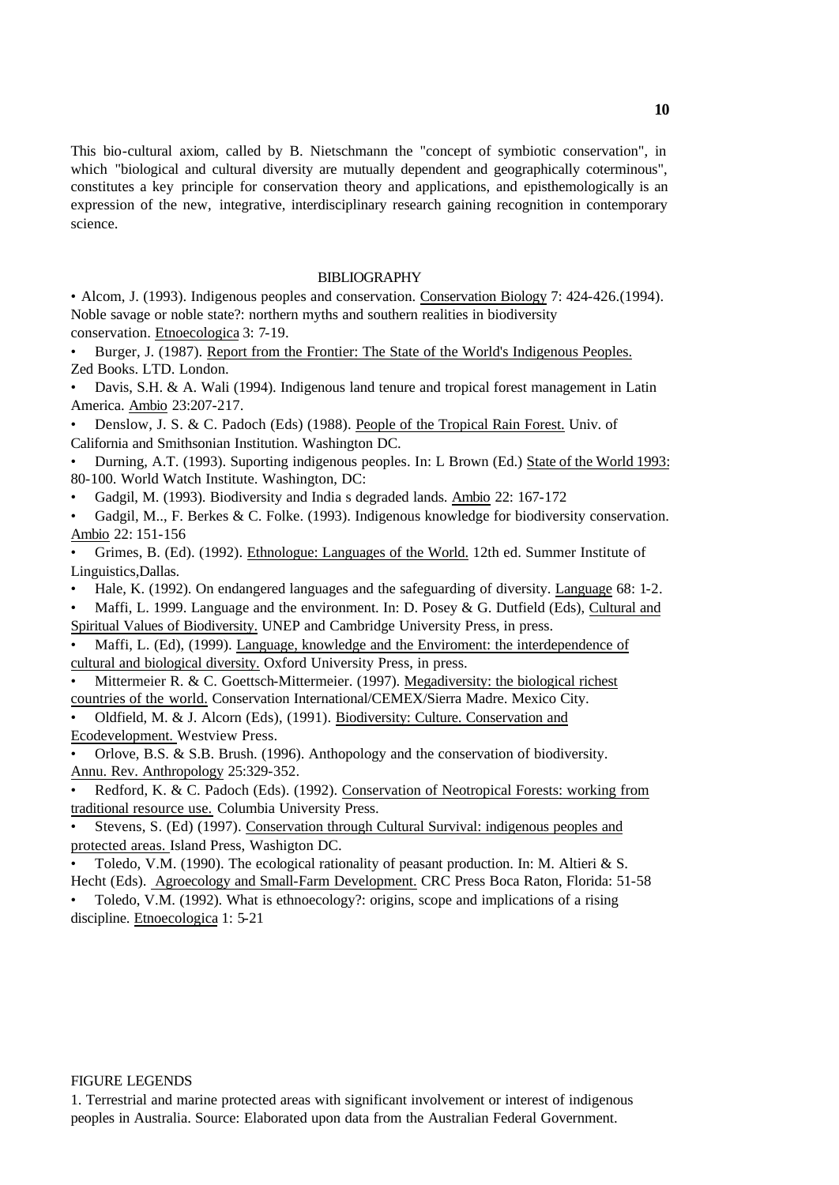This bio-cultural axiom, called by B. Nietschmann the "concept of symbiotic conservation", in which "biological and cultural diversity are mutually dependent and geographically coterminous", constitutes a key principle for conservation theory and applications, and episthemologically is an expression of the new, integrative, interdisciplinary research gaining recognition in contemporary science.

## BIBLIOGRAPHY

- Alcom, J. (1993). Indigenous peoples and conservation. Conservation Biology 7: 424-426.(1994). Noble savage or noble state?: northern myths and southern realities in biodiversity conservation. Etnoecologica 3: 7-19.
- Burger, J. (1987). Report from the Frontier: The State of the World's Indigenous Peoples. Zed Books. LTD. London.
- Davis, S.H. & A. Wali (1994). Indigenous land tenure and tropical forest management in Latin America. Ambio 23:207-217.
- Denslow, J. S. & C. Padoch (Eds) (1988). People of the Tropical Rain Forest. Univ. of California and Smithsonian Institution. Washington DC.
- Durning, A.T. (1993). Suporting indigenous peoples. In: L Brown (Ed.) State of the World 1993: 80-100. World Watch Institute. Washington, DC:
- Gadgil, M. (1993). Biodiversity and India s degraded lands. Ambio 22: 167-172
- Gadgil, M.., F. Berkes & C. Folke. (1993). Indigenous knowledge for biodiversity conservation. Ambio 22: 151-156
- Grimes, B. (Ed). (1992). Ethnologue: Languages of the World. 12th ed. Summer Institute of Linguistics,Dallas.
- Hale, K. (1992). On endangered languages and the safeguarding of diversity. Language 68: 1-2.
- Maffi, L. 1999. Language and the environment. In: D. Posey & G. Dutfield (Eds), Cultural and Spiritual Values of Biodiversity. UNEP and Cambridge University Press, in press.
- Maffi, L. (Ed), (1999). Language, knowledge and the Enviroment: the interdependence of cultural and biological diversity. Oxford University Press, in press.
- Mittermeier R. & C. Goettsch-Mittermeier. (1997). Megadiversity: the biological richest countries of the world. Conservation International/CEMEX/Sierra Madre. Mexico City.
- Oldfield, M. & J. Alcorn (Eds), (1991). Biodiversity: Culture. Conservation and Ecodevelopment. Westview Press.
- Orlove, B.S. & S.B. Brush. (1996). Anthopology and the conservation of biodiversity. Annu. Rev. Anthropology 25:329-352.
- Redford, K. & C. Padoch (Eds). (1992). Conservation of Neotropical Forests: working from traditional resource use. Columbia University Press.
- Stevens, S. (Ed) (1997). Conservation through Cultural Survival: indigenous peoples and protected areas. Island Press, Washigton DC.
- Toledo, V.M. (1990). The ecological rationality of peasant production. In: M. Altieri & S. Hecht (Eds). Agroecology and Small-Farm Development. CRC Press Boca Raton, Florida: 51-58
- Toledo, V.M. (1992). What is ethnoecology?: origins, scope and implications of a rising discipline. Etnoecologica 1: 5-21

## FIGURE LEGENDS

1. Terrestrial and marine protected areas with significant involvement or interest of indigenous peoples in Australia. Source: Elaborated upon data from the Australian Federal Government.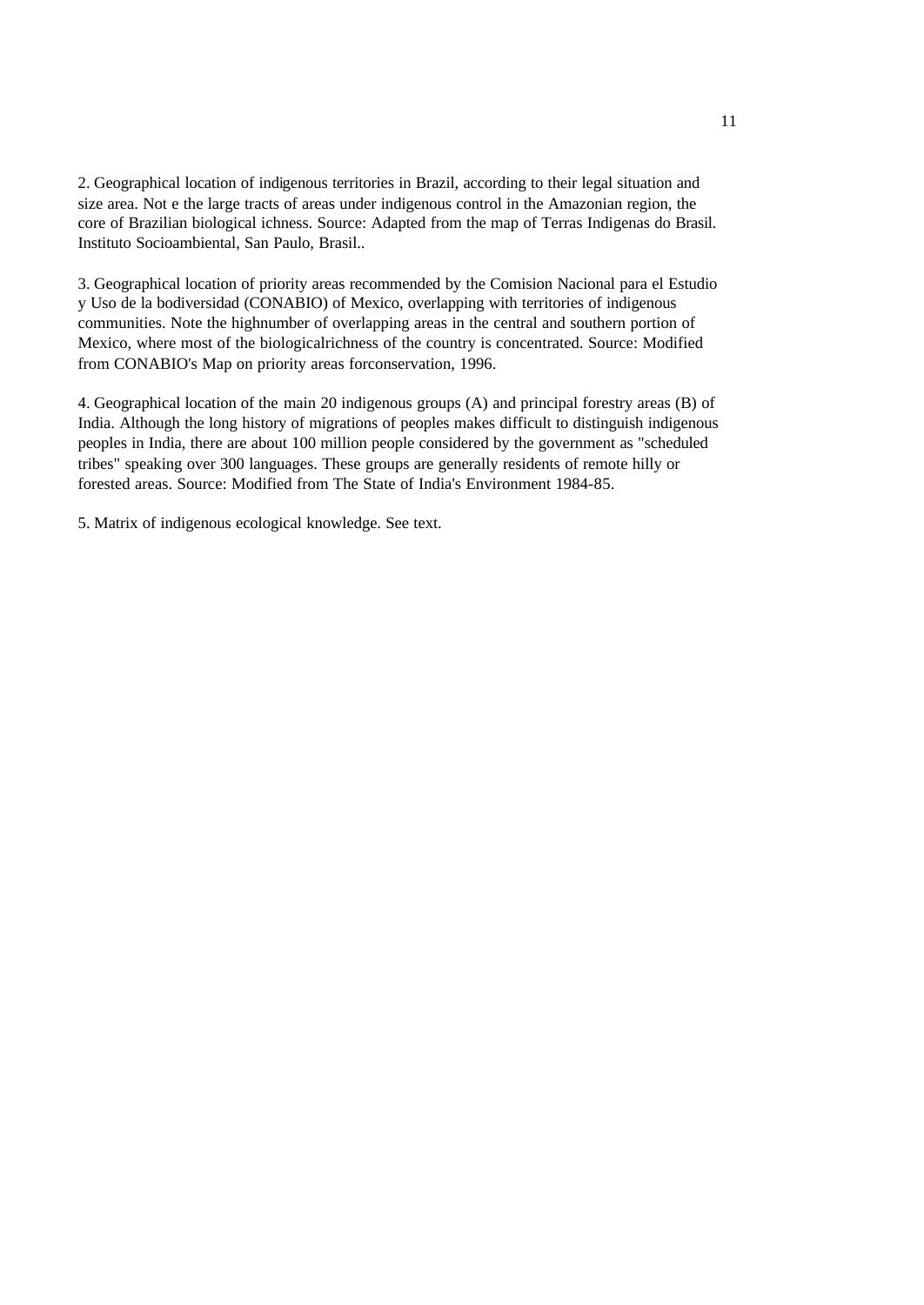2. Geographical location of indigenous territories in Brazil, according to their legal situation and size area. Not e the large tracts of areas under indigenous control in the Amazonian region, the core of Brazilian biological ichness. Source: Adapted from the map of Terras Indigenas do Brasil. Instituto Socioambiental, San Paulo, Brasil..

3. Geographical location of priority areas recommended by the Comision Nacional para el Estudio y Uso de la bodiversidad (CONABIO) of Mexico, overlapping with territories of indigenous communities. Note the highnumber of overlapping areas in the central and southern portion of Mexico, where most of the biologicalrichness of the country is concentrated. Source: Modified from CONABIO's Map on priority areas forconservation, 1996.

4. Geographical location of the main 20 indigenous groups (A) and principal forestry areas (B) of India. Although the long history of migrations of peoples makes difficult to distinguish indigenous peoples in India, there are about 100 million people considered by the government as "scheduled tribes" speaking over 300 languages. These groups are generally residents of remote hilly or forested areas. Source: Modified from The State of India's Environment 1984-85.

5. Matrix of indigenous ecological knowledge. See text.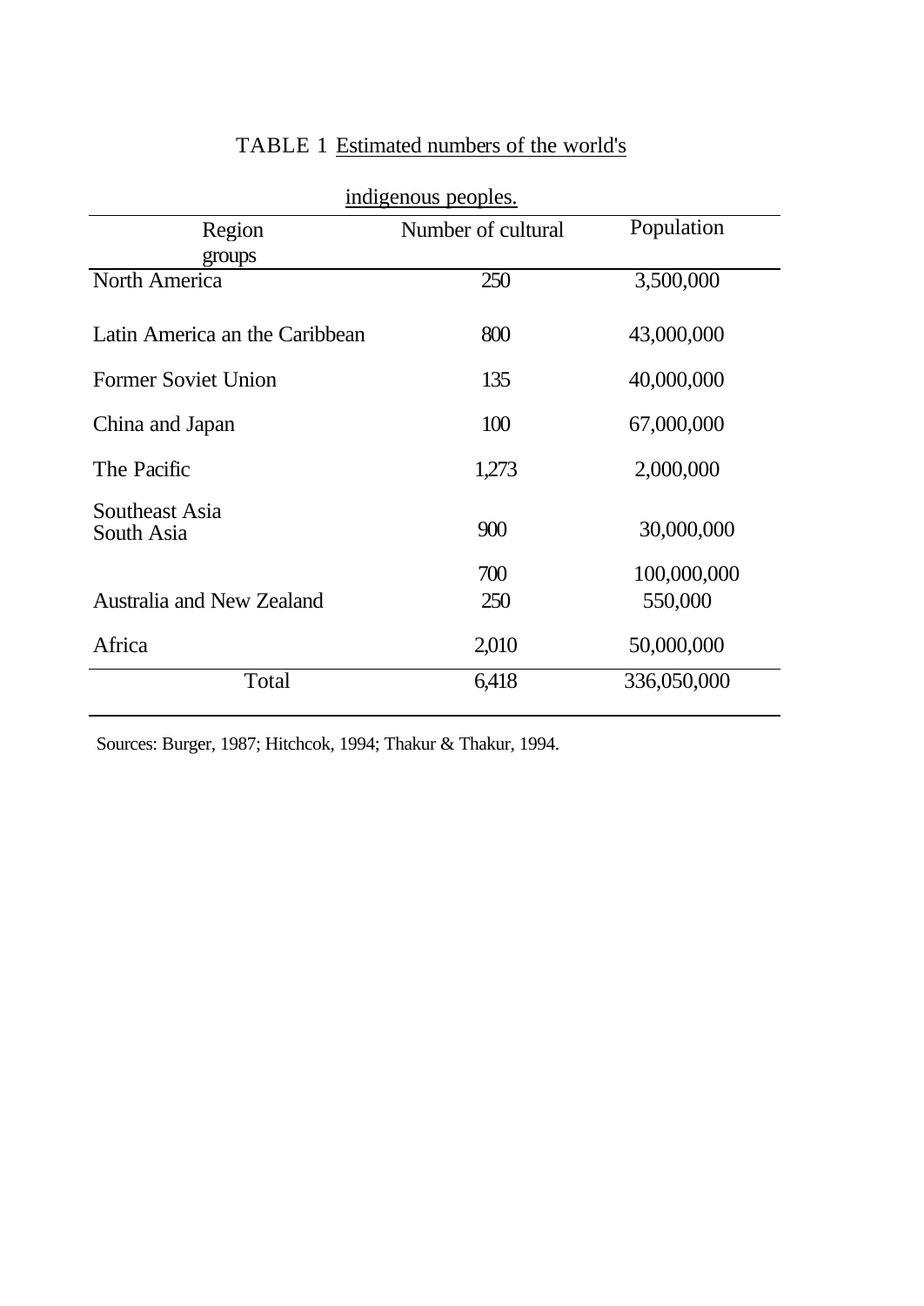TABLE 1 Estimated numbers of the world's indigenous peoples.

| Region | Number of cultural groups | Population |
|---|---|---|
| North America | 250 | 3,500,000 |
| Latin America an the Caribbean | 800 | 43,000,000 |
| Former Soviet Union | 135 | 40,000,000 |
| China and Japan | 100 | 67,000,000 |
| The Pacific | 1,273 | 2,000,000 |
| Southeast Asia | 900 | 30,000,000 |
| South Asia | 700 | 100,000,000 |
| Australia and New Zealand | 250 | 550,000 |
| Africa | 2,010 | 50,000,000 |
| Total | 6,418 | 336,050,000 |

Sources: Burger, 1987; Hitchcok, 1994; Thakur & Thakur, 1994.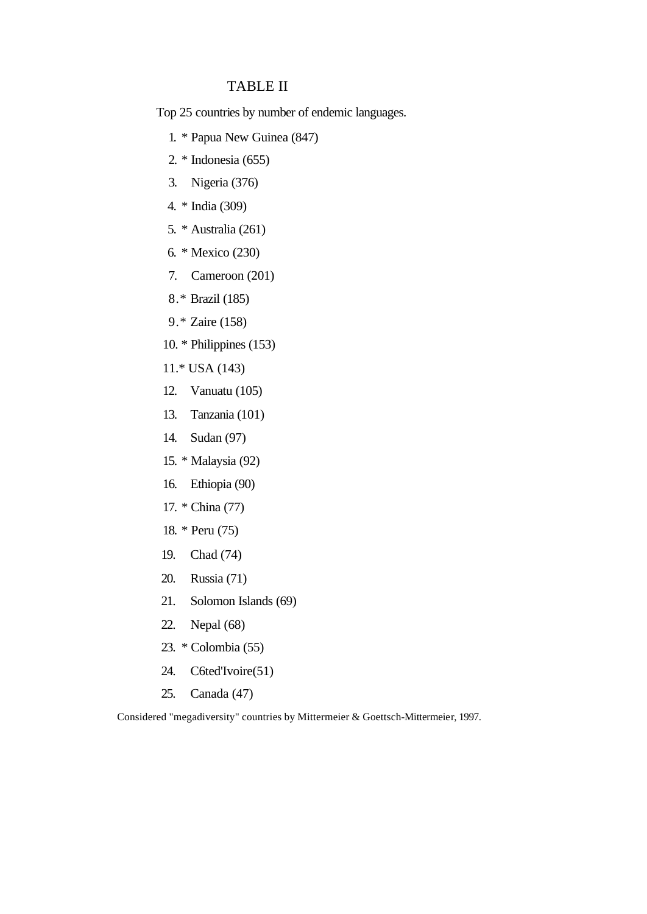TABLE II

Top 25 countries by number of endemic languages.

1. * Papua New Guinea (847)
2. * Indonesia (655)
3. Nigeria (376)
4. * India (309)
5. * Australia (261)
6. * Mexico (230)
7. Cameroon (201)
8. * Brazil (185)
9. * Zaire (158)
10. * Philippines (153)
11. * USA (143)
12. Vanuatu (105)
13. Tanzania (101)
14. Sudan (97)
15. * Malaysia (92)
16. Ethiopia (90)
17. * China (77)
18. * Peru (75)
19. Chad (74)
20. Russia (71)
21. Solomon Islands (69)
22. Nepal (68)
23. * Colombia (55)
24. C6ted'Ivoire(51)
25. Canada (47)

Considered "megadiversity" countries by Mittermeier & Goettsch-Mittermeier, 1997.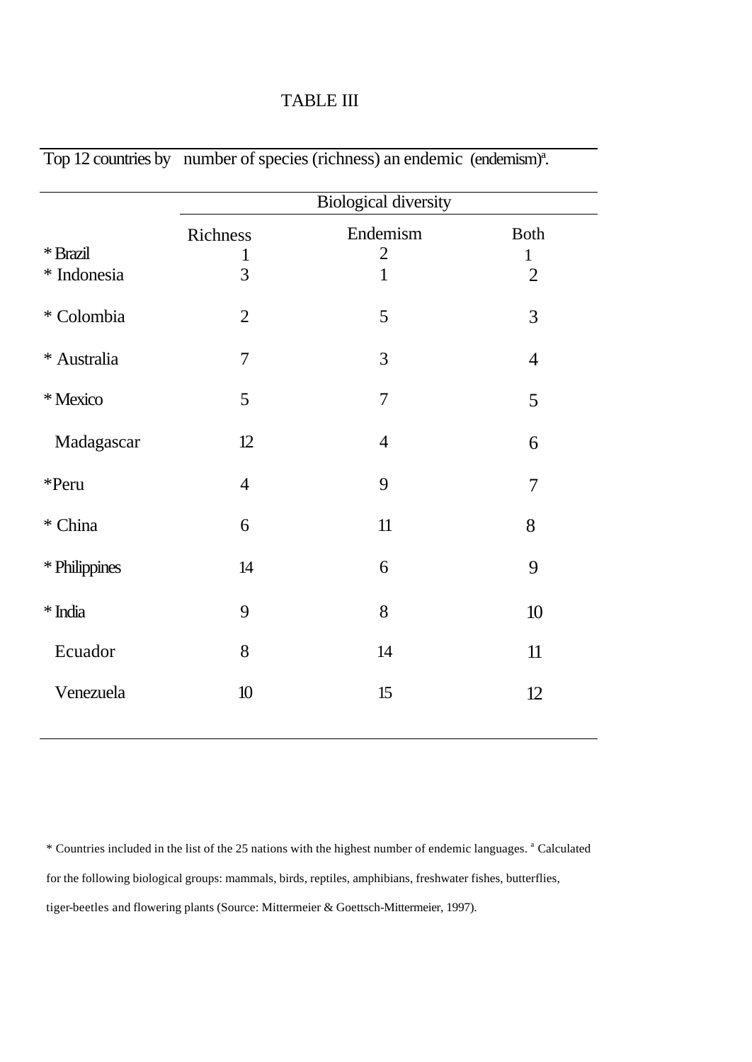TABLE III

Top 12 countries by number of species (richness) an endemic (endemism)[a].

| | Biological diversity | | |
|---|---|---|---|
| | Richness | Endemism | Both |
| * Brazil | 1 | 2 | 1 |
| * Indonesia | 3 | 1 | 2 |
| * Colombia | 2 | 5 | 3 |
| * Australia | 7 | 3 | 4 |
| * Mexico | 5 | 7 | 5 |
| Madagascar | 12 | 4 | 6 |
| *Peru | 4 | 9 | 7 |
| * China | 6 | 11 | 8 |
| * Philippines | 14 | 6 | 9 |
| * India | 9 | 8 | 10 |
| Ecuador | 8 | 14 | 11 |
| Venezuela | 10 | 15 | 12 |

* Countries included in the list of the 25 nations with the highest number of endemic languages. [a] Calculated for the following biological groups: mammals, birds, reptiles, amphibians, freshwater fishes, butterflies, tiger-beetles and flowering plants (Source: Mittermeier & Goettsch-Mittermeier, 1997).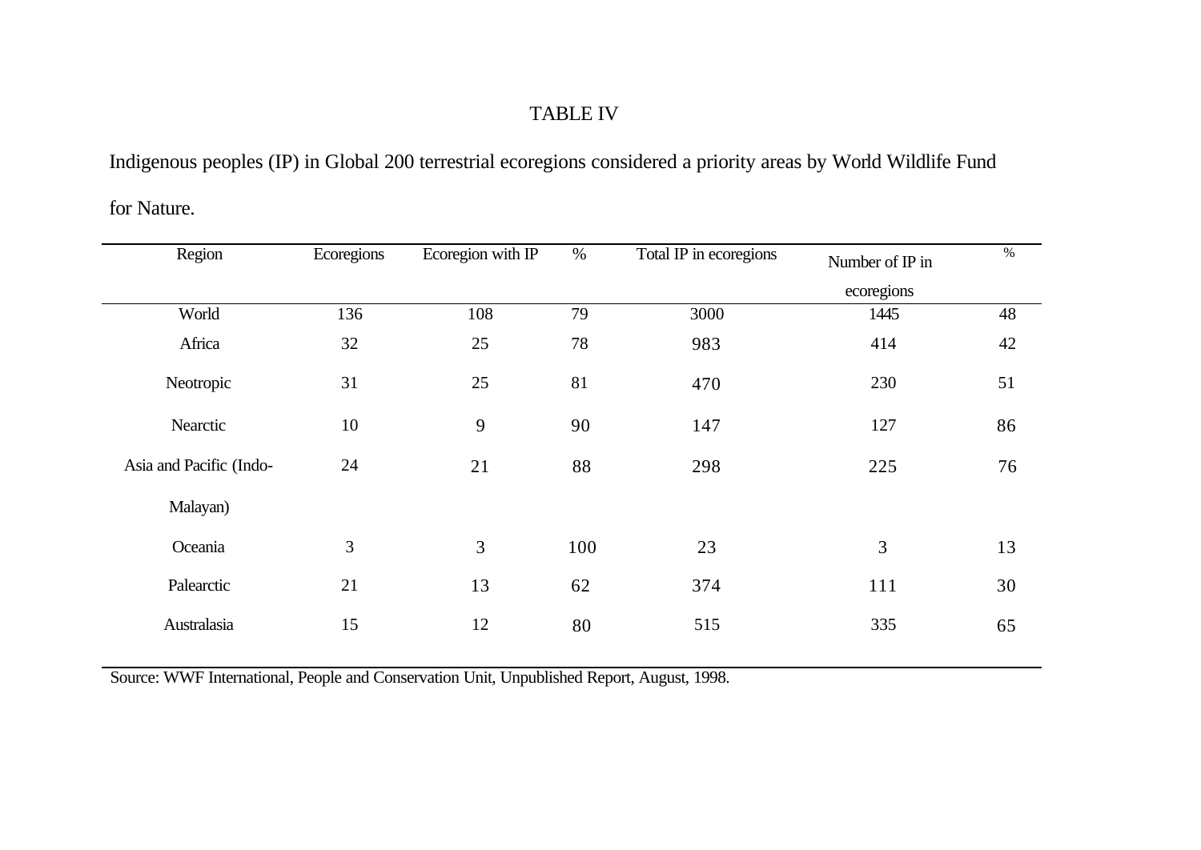TABLE IV

Indigenous peoples (IP) in Global 200 terrestrial ecoregions considered a priority areas by World Wildlife Fund for Nature.

| Region | Ecoregions | Ecoregion with IP | % | Total IP in ecoregions | Number of IP in ecoregions | % |
|---|---|---|---|---|---|---|
| World | 136 | 108 | 79 | 3000 | 1445 | 48 |
| Africa | 32 | 25 | 78 | 983 | 414 | 42 |
| Neotropic | 31 | 25 | 81 | 470 | 230 | 51 |
| Nearctic | 10 | 9 | 90 | 147 | 127 | 86 |
| Asia and Pacific (Indo-Malayan) | 24 | 21 | 88 | 298 | 225 | 76 |
| Oceania | 3 | 3 | 100 | 23 | 3 | 13 |
| Palearctic | 21 | 13 | 62 | 374 | 111 | 30 |
| Australasia | 15 | 12 | 80 | 515 | 335 | 65 |

Source: WWF International, People and Conservation Unit, Unpublished Report, August, 1998.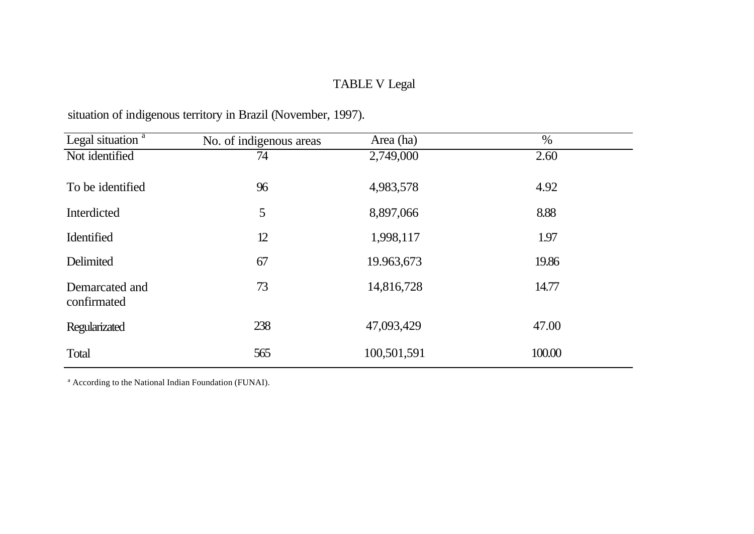TABLE V Legal situation of indigenous territory in Brazil (November, 1997).

| Legal situation [a] | No. of indigenous areas | Area (ha) | % |
|---|---|---|---|
| Not identified | 74 | 2,749,000 | 2.60 |
| To be identified | 96 | 4,983,578 | 4.92 |
| Interdicted | 5 | 8,897,066 | 8.88 |
| Identified | 12 | 1,998,117 | 1.97 |
| Delimited | 67 | 19.963,673 | 19.86 |
| Demarcated and confirmated | 73 | 14,816,728 | 14.77 |
| Regularizated | 238 | 47,093,429 | 47.00 |
| Total | 565 | 100,501,591 | 100.00 |

[a] According to the National Indian Foundation (FUNAI).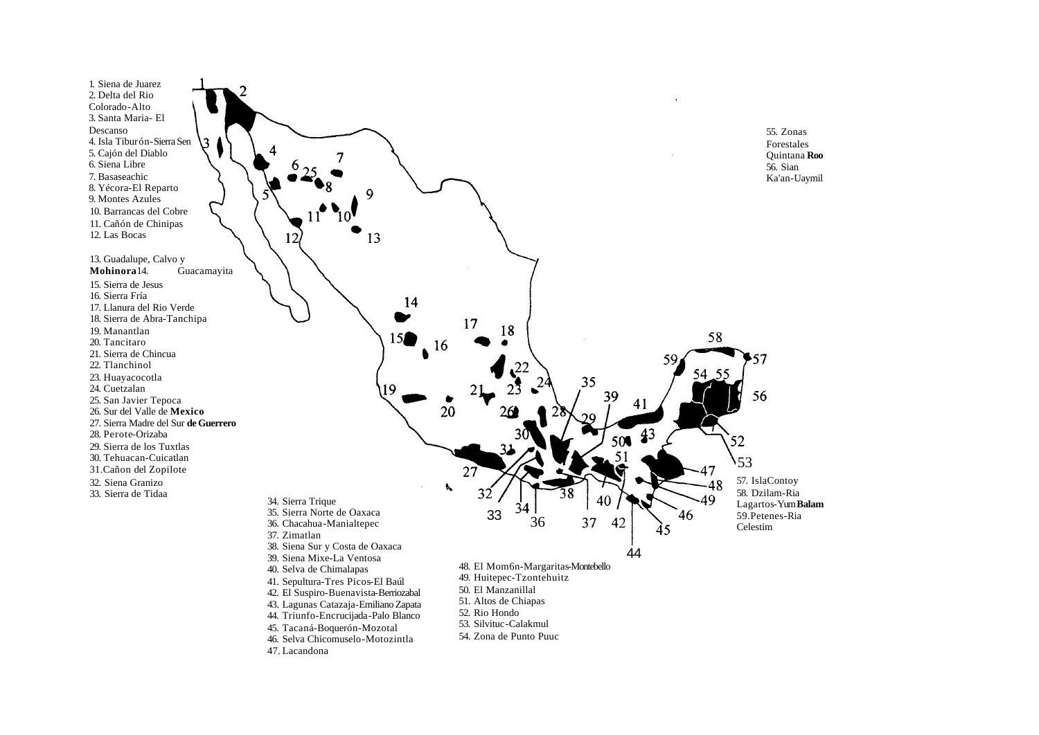1. Siena de Juarez
2. Delta del Rio Colorado-Alto
3. Santa Maria- El Descanso
4. Isla Tiburón-Sierra Sen
5. Cajón del Diablo
6. Siena Libre
7. Basaseachic
8. Yécora-El Reparto
9. Montes Azules
10. Barrancas del Cobre
11. Cañón de Chinipas
12. Las Bocas

13. Guadalupe, Calvo y **Mohinora**
14. Guacamayita
15. Sierra de Jesus
16. Sierra Fría
17. Llanura del Rio Verde
18. Sierra de Abra-Tanchipa
19. Manantlan
20. Tancitaro
21. Sierra de Chincua
22. Tlanchinol
23. Huayacocotla
24. Cuetzalan
25. San Javier Tepoca
26. Sur del Valle de **Mexico**
27. Sierra Madre del Sur **de Guerrero**
28. Perote-Orizaba
29. Sierra de los Tuxtlas
30. Tehuacan-Cuicatlan
31. Cañon del Zopilote
32. Siena Granizo
33. Sierra de Tidaa
34. Sierra Trique
35. Sierra Norte de Oaxaca
36. Chacahua-Manialtepec
37. Zimatlan
38. Siena Sur y Costa de Oaxaca
39. Siena Mixe-La Ventosa
40. Selva de Chimalapas
41. Sepultura-Tres Picos-El Baúl
42. El Suspiro-Buenavista-Berriozabal
43. Lagunas Catazaja-Emiliano Zapata
44. Triunfo-Encrucijada-Palo Blanco
45. Tacaná-Boquerón-Mozotal
46. Selva Chicomuselo-Motozintla
47. Lacandona
48. El Mom6n-Margaritas-Montebello
49. Huitepec-Tzontehuitz
50. El Manzanillal
51. Altos de Chiapas
52. Rio Hondo
53. Silvituc-Calakmul
54. Zona de Punto Puuc
55. Zonas Forestales Quintana **Roo**
56. Sian Ka'an-Uaymil
57. IslaContoy
58. Dzilam-Ria Lagartos-Yum **Balam**
59. Petenes-Ria Celestim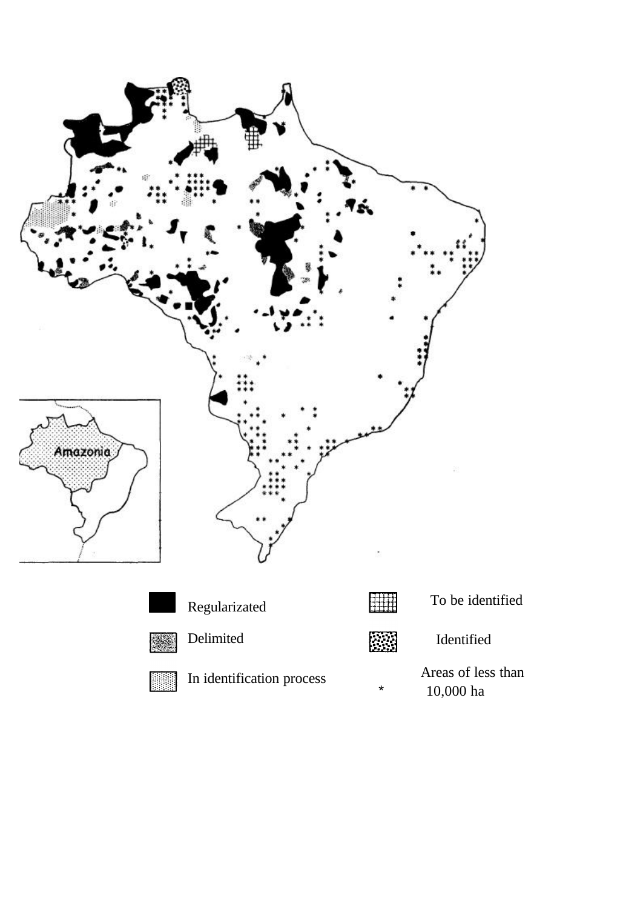Amazonia

Regularizated

Delimited

In identification process

To be identified

Identified

* Areas of less than 10,000 ha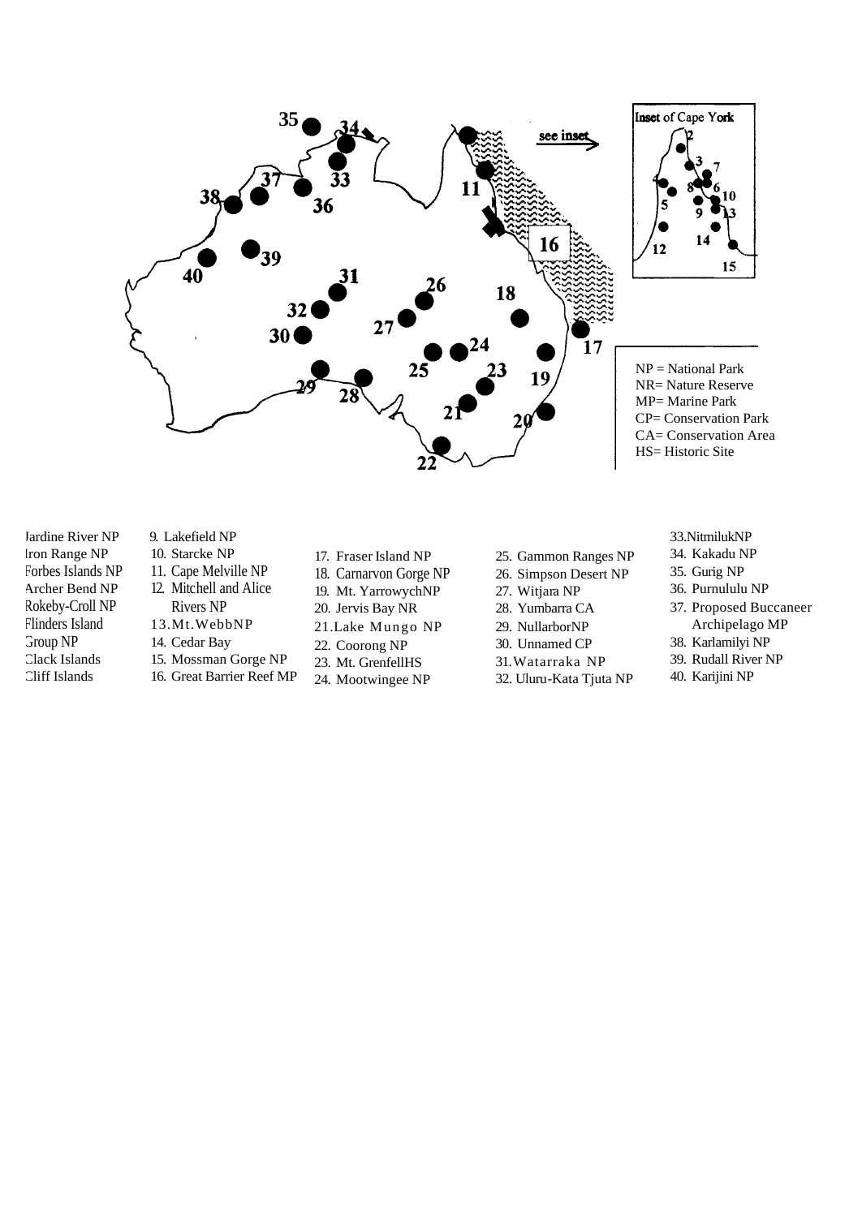Inset of Cape York

see inset

NP = National Park
NR= Nature Reserve
MP= Marine Park
CP= Conservation Park
CA= Conservation Area
HS= Historic Site

Jardine River NP
Iron Range NP
Forbes Islands NP
Archer Bend NP
Rokeby-Croll NP
Flinders Island Group NP
Clack Islands
Cliff Islands
9. Lakefield NP
10. Starcke NP
11. Cape Melville NP
12. Mitchell and Alice Rivers NP
13. Mt. Webb NP
14. Cedar Bay
15. Mossman Gorge NP
16. Great Barrier Reef MP
17. Fraser Island NP
18. Carnarvon Gorge NP
19. Mt. Yarrowych NP
20. Jervis Bay NR
21. Lake Mungo NP
22. Coorong NP
23. Mt. Grenfell HS
24. Mootwingee NP
25. Gammon Ranges NP
26. Simpson Desert NP
27. Witjara NP
28. Yumbarra CA
29. Nullarbor NP
30. Unnamed CP
31. Watarraka NP
32. Uluru-Kata Tjuta NP
33. Nitmiluk NP
34. Kakadu NP
35. Gurig NP
36. Purnululu NP
37. Proposed Buccaneer Archipelago MP
38. Karlamilyi NP
39. Rudall River NP
40. Karijini NP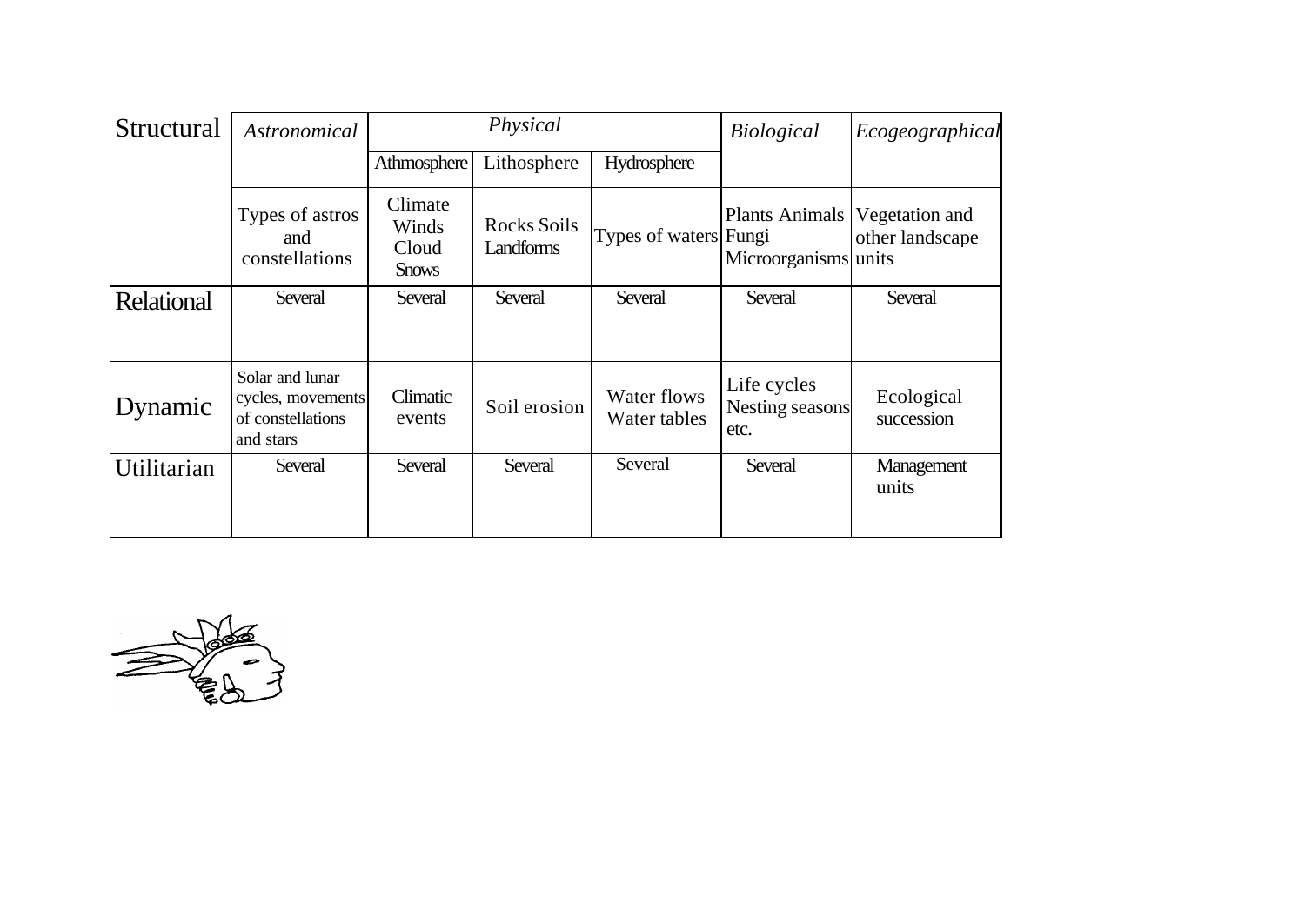| | Astronomical | Physical | | | Biological | Ecogeographical |
|---|---|---|---|---|---|---|
| Structural | | Athmosphere | Lithosphere | Hydrosphere | | |
| | Types of astros and constellations | Climate Winds Cloud Snows | Rocks Soils Landforms | Types of waters | Plants Animals Fungi Microorganisms | Vegetation and other landscape units |
| Relational | Several | Several | Several | Several | Several | Several |
| Dynamic | Solar and lunar cycles, movements of constellations and stars | Climatic events | Soil erosion | Water flows Water tables | Life cycles Nesting seasons etc. | Ecological succession |
| Utilitarian | Several | Several | Several | Several | Several | Management units |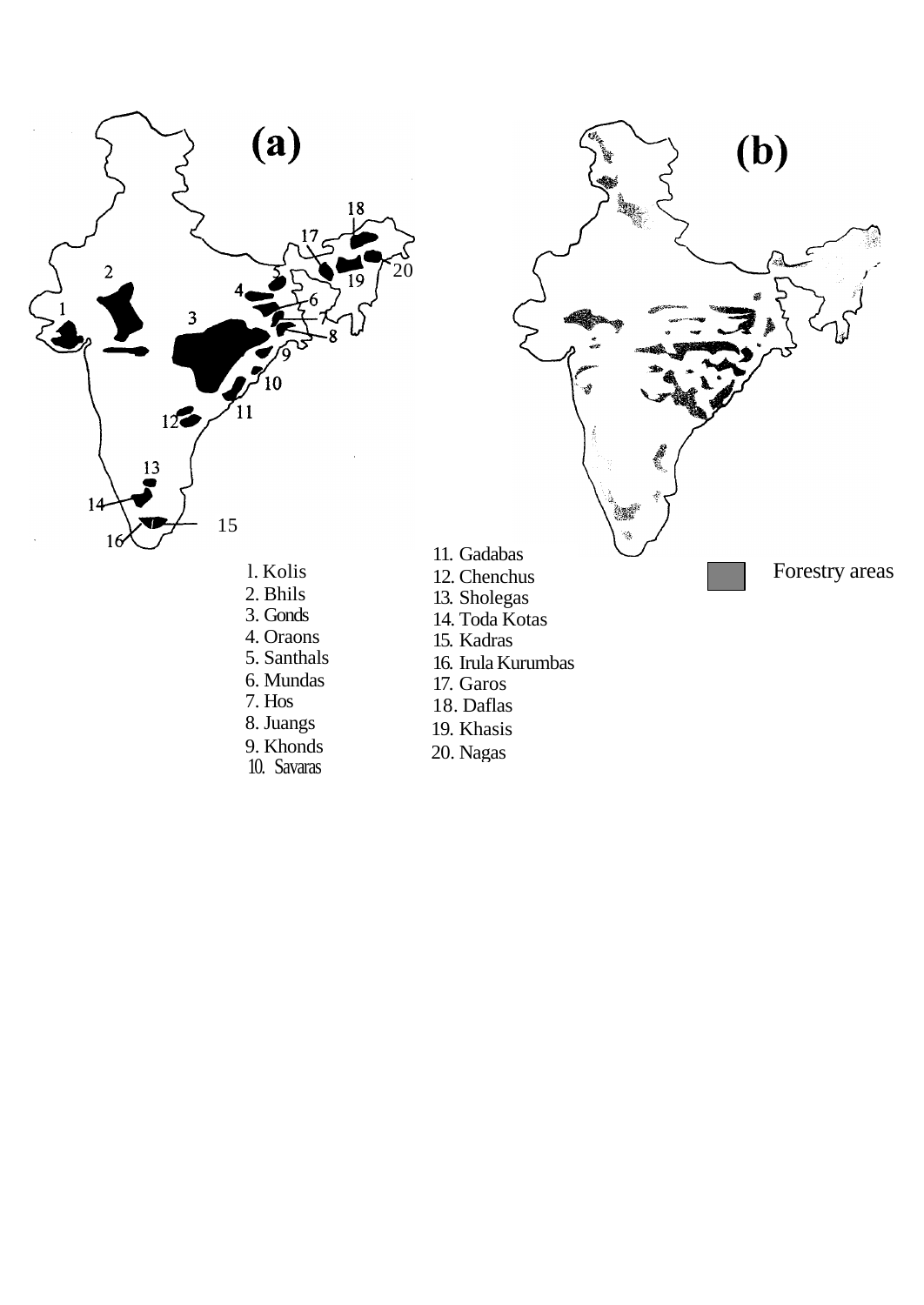(a)

(b)

1. Kolis
2. Bhils
3. Gonds
4. Oraons
5. Santhals
6. Mundas
7. Hos
8. Juangs
9. Khonds
10. Savaras
11. Gadabas
12. Chenchus
13. Sholegas
14. Toda Kotas
15. Kadras
16. Irula Kurumbas
17. Garos
18. Daflas
19. Khasis
20. Nagas

Forestry areas